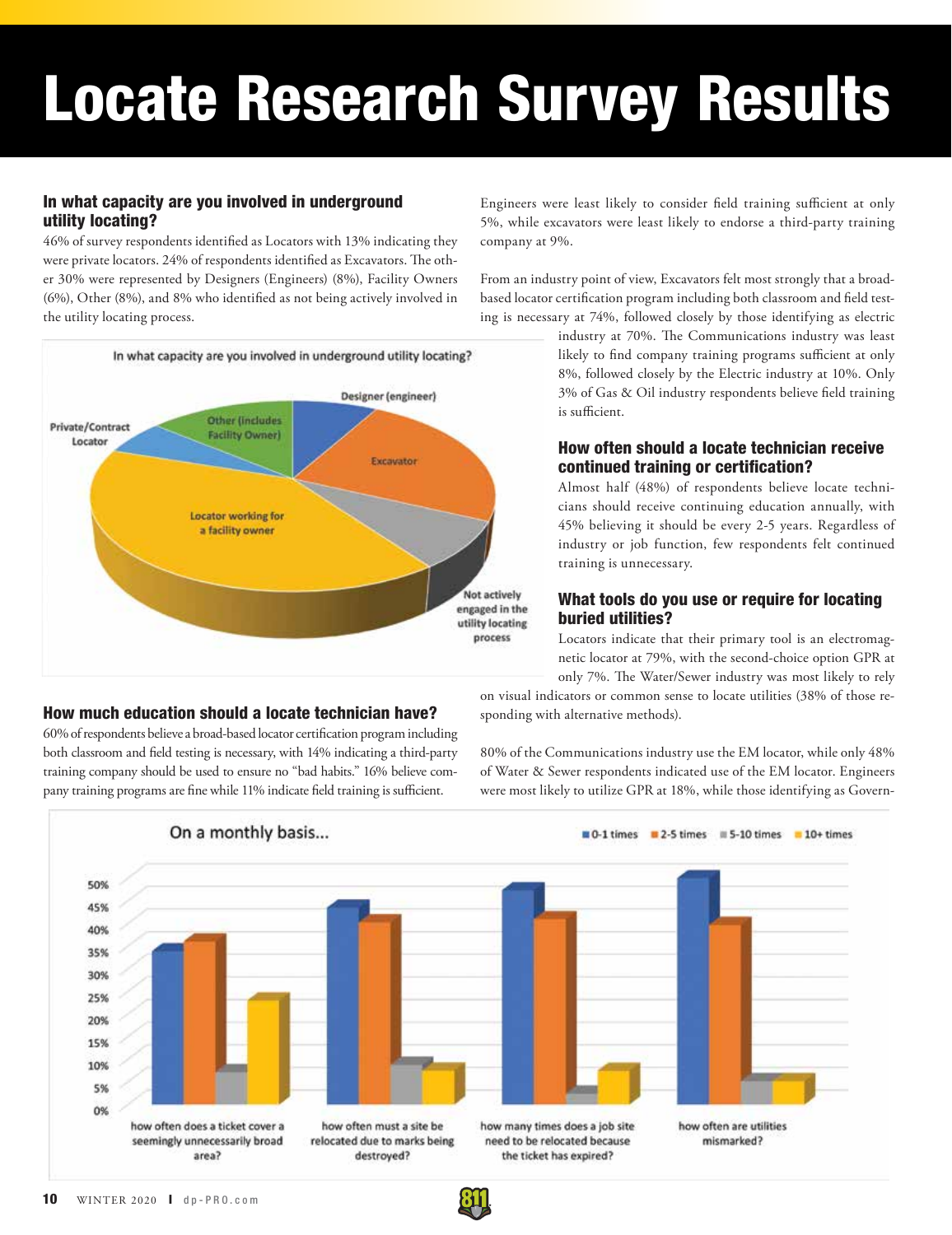# Locate Research Survey Results

### In what capacity are you involved in underground utility locating?

46% of survey respondents identified as Locators with 13% indicating they were private locators. 24% of respondents identified as Excavators. The other 30% were represented by Designers (Engineers) (8%), Facility Owners (6%), Other (8%), and 8% who identified as not being actively involved in the utility locating process.

In what capacity are you involved in underground utility locating?

- Designer (engineer)
- Excavator
- Not actively engaged in the utility locating process
- Locator working for a facility owner
- Private/Contract Locator
- Other (includes Facility Owner)

### How much education should a locate technician have?

60% of respondents believe a broad-based locator certification program including both classroom and field testing is necessary, with 14% indicating a third-party training company should be used to ensure no "bad habits." 16% believe company training programs are fine while 11% indicate field training is sufficient.

Engineers were least likely to consider field training sufficient at only 5%, while excavators were least likely to endorse a third-party training company at 9%.

From an industry point of view, Excavators felt most strongly that a broad-based locator certification program including both classroom and field testing is necessary at 74%, followed closely by those identifying as electric industry at 70%. The Communications industry was least likely to find company training programs sufficient at only 8%, followed closely by the Electric industry at 10%. Only 3% of Gas & Oil industry respondents believe field training is sufficient.

### How often should a locate technician receive continued training or certification?

Almost half (48%) of respondents believe locate technicians should receive continuing education annually, with 45% believing it should be every 2-5 years. Regardless of industry or job function, few respondents felt continued training is unnecessary.

### What tools do you use or require for locating buried utilities?

Locators indicate that their primary tool is an electromagnetic locator at 79%, with the second-choice option GPR at only 7%. The Water/Sewer industry was most likely to rely on visual indicators or common sense to locate utilities (38% of those responding with alternative methods).

80% of the Communications industry use the EM locator, while only 48% of Water & Sewer respondents indicated use of the EM locator. Engineers were most likely to utilize GPR at 18%, while those identifying as Govern-

On a monthly basis...

| | 0-1 times | 2-5 times | 5-10 times | 10+ times |
|---|---|---|---|---|
| how often does a ticket cover a seemingly unnecessarily broad area? | ~34% | ~36% | ~7% | ~23% |
| how often must a site be relocated due to marks being destroyed? | ~44% | ~40% | ~9% | ~8% |
| how many times does a job site need to be relocated because the ticket has expired? | ~47% | ~41% | ~2% | ~8% |
| how often are utilities mismarked? | ~50% | ~40% | ~5% | ~5% |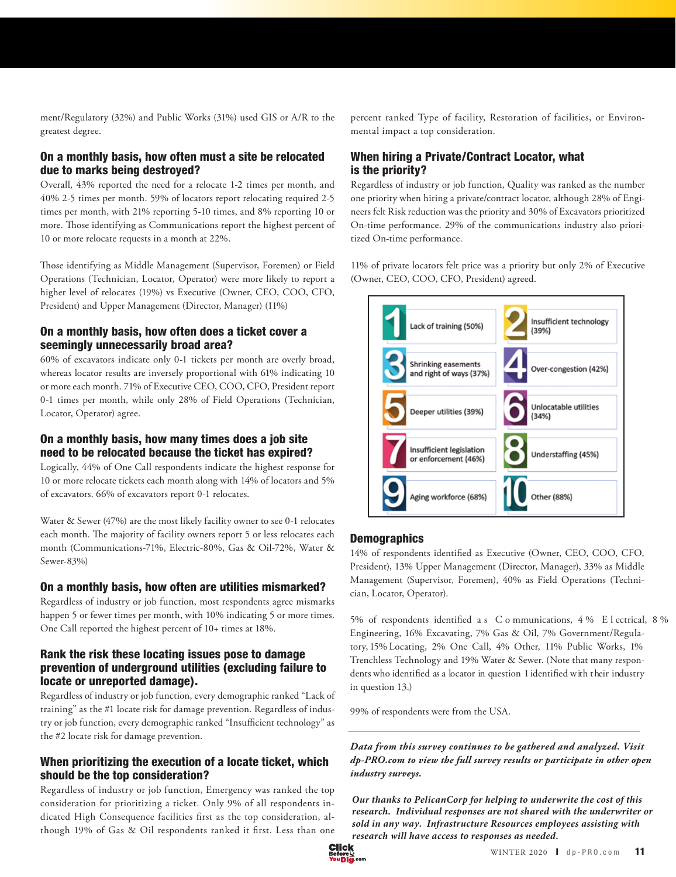ment/Regulatory (32%) and Public Works (31%) used GIS or A/R to the greatest degree.

### On a monthly basis, how often must a site be relocated due to marks being destroyed?

Overall, 43% reported the need for a relocate 1-2 times per month, and 40% 2-5 times per month. 59% of locators report relocating required 2-5 times per month, with 21% reporting 5-10 times, and 8% reporting 10 or more. Those identifying as Communications report the highest percent of 10 or more relocate requests in a month at 22%.

Those identifying as Middle Management (Supervisor, Foremen) or Field Operations (Technician, Locator, Operator) were more likely to report a higher level of relocates (19%) vs Executive (Owner, CEO, COO, CFO, President) and Upper Management (Director, Manager) (11%)

### On a monthly basis, how often does a ticket cover a seemingly unnecessarily broad area?

60% of excavators indicate only 0-1 tickets per month are overly broad, whereas locator results are inversely proportional with 61% indicating 10 or more each month. 71% of Executive CEO, COO, CFO, President report 0-1 times per month, while only 28% of Field Operations (Technician, Locator, Operator) agree.

### On a monthly basis, how many times does a job site need to be relocated because the ticket has expired?

Logically, 44% of One Call respondents indicate the highest response for 10 or more relocate tickets each month along with 14% of locators and 5% of excavators. 66% of excavators report 0-1 relocates.

Water & Sewer (47%) are the most likely facility owner to see 0-1 relocates each month. The majority of facility owners report 5 or less relocates each month (Communications-71%, Electric-80%, Gas & Oil-72%, Water & Sewer-83%)

### On a monthly basis, how often are utilities mismarked?

Regardless of industry or job function, most respondents agree mismarks happen 5 or fewer times per month, with 10% indicating 5 or more times. One Call reported the highest percent of 10+ times at 18%.

### Rank the risk these locating issues pose to damage prevention of underground utilities (excluding failure to locate or unreported damage).

Regardless of industry or job function, every demographic ranked "Lack of training" as the #1 locate risk for damage prevention. Regardless of industry or job function, every demographic ranked "Insufficient technology" as the #2 locate risk for damage prevention.

### When prioritizing the execution of a locate ticket, which should be the top consideration?

Regardless of industry or job function, Emergency was ranked the top consideration for prioritizing a ticket. Only 9% of all respondents indicated High Consequence facilities first as the top consideration, although 19% of Gas & Oil respondents ranked it first. Less than one percent ranked Type of facility, Restoration of facilities, or Environmental impact a top consideration.

### When hiring a Private/Contract Locator, what is the priority?

Regardless of industry or job function, Quality was ranked as the number one priority when hiring a private/contract locator, although 28% of Engineers felt Risk reduction was the priority and 30% of Excavators prioritized On-time performance. 29% of the communications industry also prioritized On-time performance.

11% of private locators felt price was a priority but only 2% of Executive (Owner, CEO, COO, CFO, President) agreed.

1 Lack of training (50%)
2 Insufficient technology (39%)
3 Shrinking easements and right of ways (37%)
4 Over-congestion (42%)
5 Deeper utilities (39%)
6 Unlocatable utilities (34%)
7 Insufficient legislation or enforcement (46%)
8 Understaffing (45%)
9 Aging workforce (68%)
10 Other (88%)

### Demographics

14% of respondents identified as Executive (Owner, CEO, COO, CFO, President), 13% Upper Management (Director, Manager), 33% as Middle Management (Supervisor, Foremen), 40% as Field Operations (Technician, Locator, Operator).

5% of respondents identified as Communications, 4% Electrical, 8% Engineering, 16% Excavating, 7% Gas & Oil, 7% Government/Regulatory, 15% Locating, 2% One Call, 4% Other, 11% Public Works, 1% Trenchless Technology and 19% Water & Sewer. (Note that many respondents who identified as a locator in question 1 identified with their industry in question 13.)

99% of respondents were from the USA.

***Data from this survey continues to be gathered and analyzed. Visit dp-PRO.com to view the full survey results or participate in other open industry surveys.***

***Our thanks to PelicanCorp for helping to underwrite the cost of this research. Individual responses are not shared with the underwriter or sold in any way. Infrastructure Resources employees assisting with research will have access to responses as needed.***